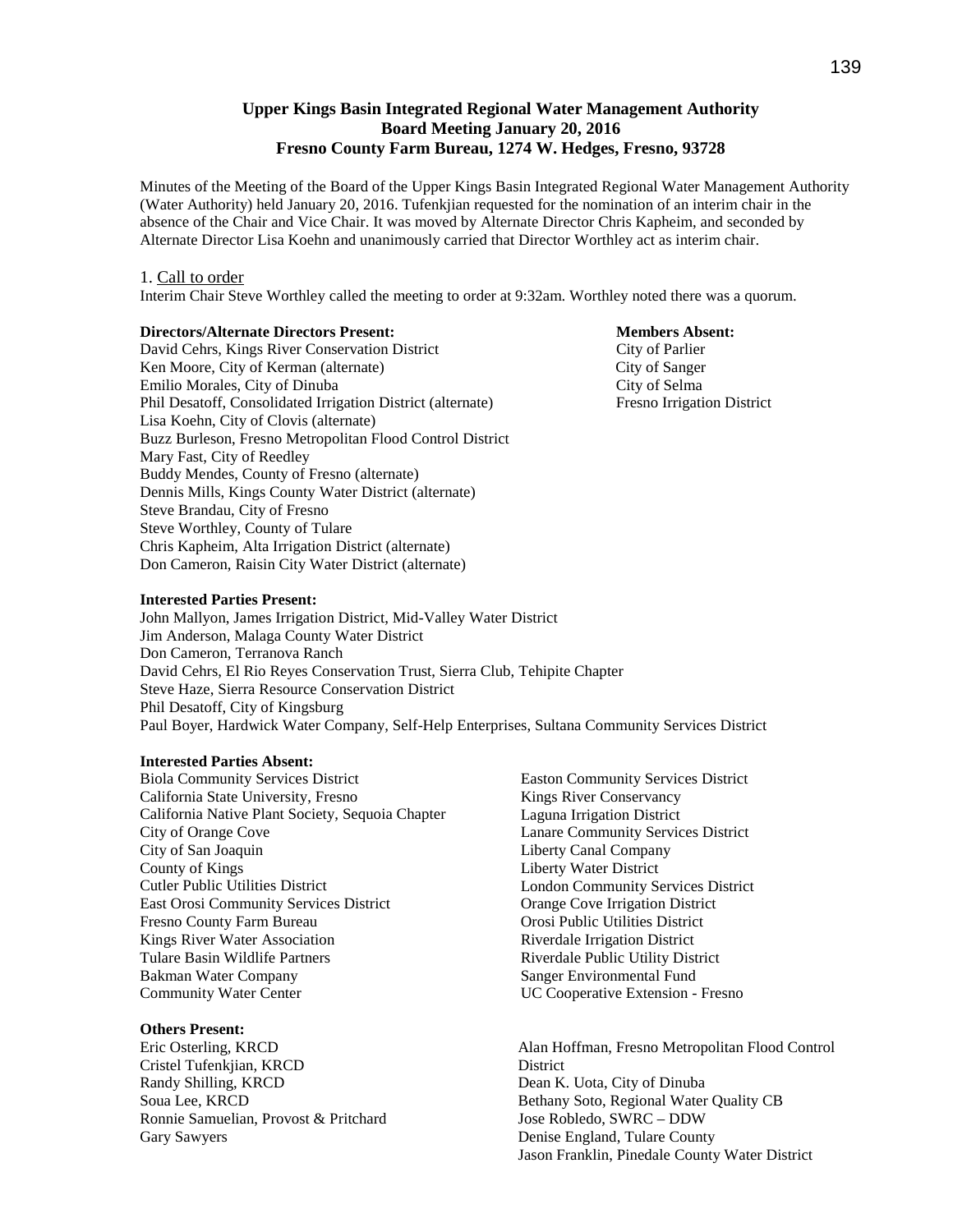# Upper Kings Basin Integrated Regional Water Management Authority
## Board Meeting January 20, 2016
## Fresno County Farm Bureau, 1274 W. Hedges, Fresno, 93728

Minutes of the Meeting of the Board of the Upper Kings Basin Integrated Regional Water Management Authority (Water Authority) held January 20, 2016. Tufenkjian requested for the nomination of an interim chair in the absence of the Chair and Vice Chair. It was moved by Alternate Director Chris Kapheim, and seconded by Alternate Director Lisa Koehn and unanimously carried that Director Worthley act as interim chair.

1. Call to order

Interim Chair Steve Worthley called the meeting to order at 9:32am. Worthley noted there was a quorum.

**Directors/Alternate Directors Present:**

David Cehrs, Kings River Conservation District
Ken Moore, City of Kerman (alternate)
Emilio Morales, City of Dinuba
Phil Desatoff, Consolidated Irrigation District (alternate)
Lisa Koehn, City of Clovis (alternate)
Buzz Burleson, Fresno Metropolitan Flood Control District
Mary Fast, City of Reedley
Buddy Mendes, County of Fresno (alternate)
Dennis Mills, Kings County Water District (alternate)
Steve Brandau, City of Fresno
Steve Worthley, County of Tulare
Chris Kapheim, Alta Irrigation District (alternate)
Don Cameron, Raisin City Water District (alternate)

**Members Absent:**

City of Parlier
City of Sanger
City of Selma
Fresno Irrigation District

**Interested Parties Present:**

John Mallyon, James Irrigation District, Mid-Valley Water District
Jim Anderson, Malaga County Water District
Don Cameron, Terranova Ranch
David Cehrs, El Rio Reyes Conservation Trust, Sierra Club, Tehipite Chapter
Steve Haze, Sierra Resource Conservation District
Phil Desatoff, City of Kingsburg
Paul Boyer, Hardwick Water Company, Self-Help Enterprises, Sultana Community Services District

**Interested Parties Absent:**

Biola Community Services District
California State University, Fresno
California Native Plant Society, Sequoia Chapter
City of Orange Cove
City of San Joaquin
County of Kings
Cutler Public Utilities District
East Orosi Community Services District
Fresno County Farm Bureau
Kings River Water Association
Tulare Basin Wildlife Partners
Bakman Water Company
Community Water Center
Easton Community Services District
Kings River Conservancy
Laguna Irrigation District
Lanare Community Services District
Liberty Canal Company
Liberty Water District
London Community Services District
Orange Cove Irrigation District
Orosi Public Utilities District
Riverdale Irrigation District
Riverdale Public Utility District
Sanger Environmental Fund
UC Cooperative Extension - Fresno

**Others Present:**

Eric Osterling, KRCD
Cristel Tufenkjian, KRCD
Randy Shilling, KRCD
Soua Lee, KRCD
Ronnie Samuelian, Provost & Pritchard
Gary Sawyers
Alan Hoffman, Fresno Metropolitan Flood Control District
Dean K. Uota, City of Dinuba
Bethany Soto, Regional Water Quality CB
Jose Robledo, SWRC – DDW
Denise England, Tulare County
Jason Franklin, Pinedale County Water District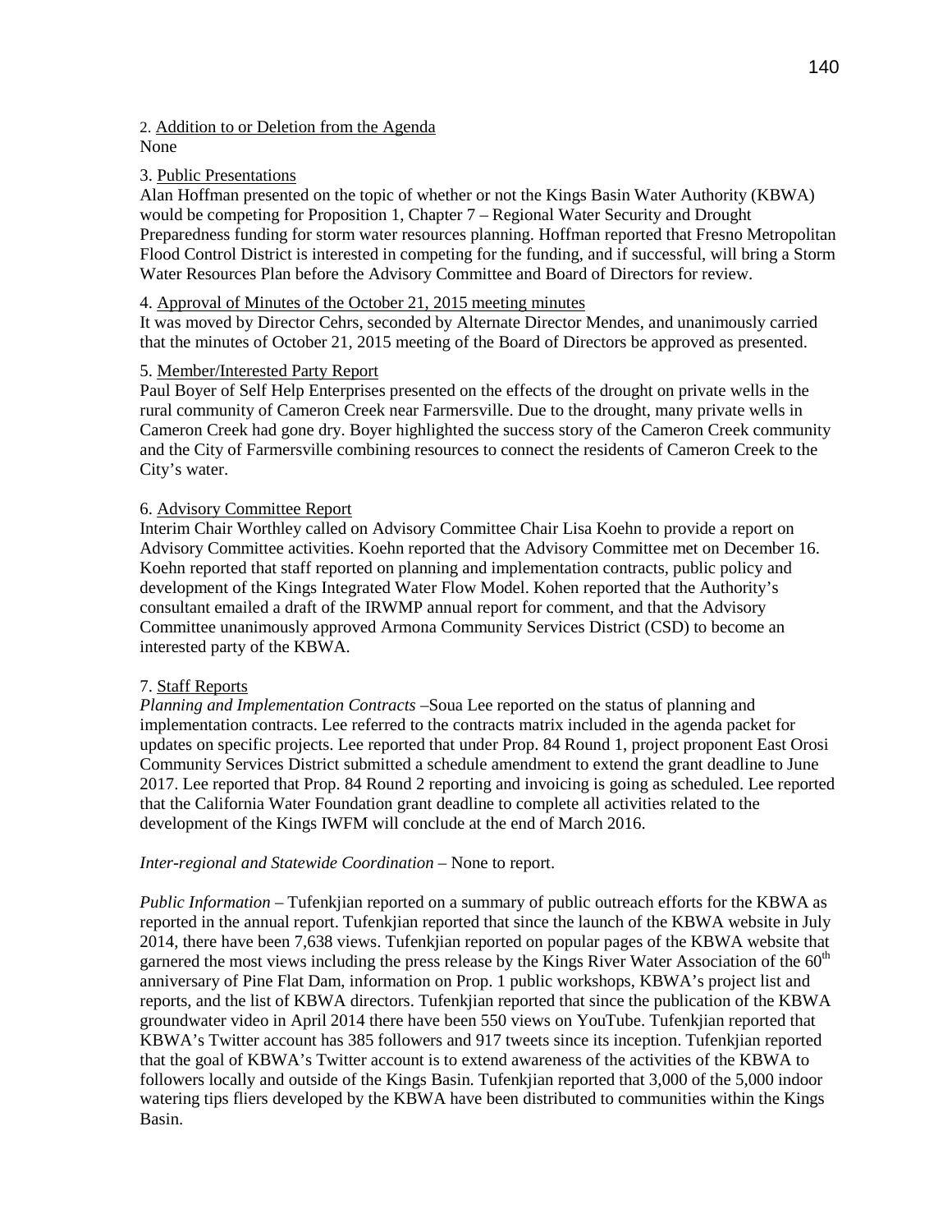2. Addition to or Deletion from the Agenda
None

3. Public Presentations
Alan Hoffman presented on the topic of whether or not the Kings Basin Water Authority (KBWA) would be competing for Proposition 1, Chapter 7 – Regional Water Security and Drought Preparedness funding for storm water resources planning. Hoffman reported that Fresno Metropolitan Flood Control District is interested in competing for the funding, and if successful, will bring a Storm Water Resources Plan before the Advisory Committee and Board of Directors for review.

4. Approval of Minutes of the October 21, 2015 meeting minutes
It was moved by Director Cehrs, seconded by Alternate Director Mendes, and unanimously carried that the minutes of October 21, 2015 meeting of the Board of Directors be approved as presented.

5. Member/Interested Party Report
Paul Boyer of Self Help Enterprises presented on the effects of the drought on private wells in the rural community of Cameron Creek near Farmersville. Due to the drought, many private wells in Cameron Creek had gone dry. Boyer highlighted the success story of the Cameron Creek community and the City of Farmersville combining resources to connect the residents of Cameron Creek to the City's water.

6. Advisory Committee Report
Interim Chair Worthley called on Advisory Committee Chair Lisa Koehn to provide a report on Advisory Committee activities. Koehn reported that the Advisory Committee met on December 16. Koehn reported that staff reported on planning and implementation contracts, public policy and development of the Kings Integrated Water Flow Model. Kohen reported that the Authority's consultant emailed a draft of the IRWMP annual report for comment, and that the Advisory Committee unanimously approved Armona Community Services District (CSD) to become an interested party of the KBWA.

7. Staff Reports
*Planning and Implementation Contracts* –Soua Lee reported on the status of planning and implementation contracts. Lee referred to the contracts matrix included in the agenda packet for updates on specific projects. Lee reported that under Prop. 84 Round 1, project proponent East Orosi Community Services District submitted a schedule amendment to extend the grant deadline to June 2017. Lee reported that Prop. 84 Round 2 reporting and invoicing is going as scheduled. Lee reported that the California Water Foundation grant deadline to complete all activities related to the development of the Kings IWFM will conclude at the end of March 2016.

*Inter-regional and Statewide Coordination* – None to report.

*Public Information* – Tufenkjian reported on a summary of public outreach efforts for the KBWA as reported in the annual report. Tufenkjian reported that since the launch of the KBWA website in July 2014, there have been 7,638 views. Tufenkjian reported on popular pages of the KBWA website that garnered the most views including the press release by the Kings River Water Association of the 60th anniversary of Pine Flat Dam, information on Prop. 1 public workshops, KBWA's project list and reports, and the list of KBWA directors. Tufenkjian reported that since the publication of the KBWA groundwater video in April 2014 there have been 550 views on YouTube. Tufenkjian reported that KBWA's Twitter account has 385 followers and 917 tweets since its inception. Tufenkjian reported that the goal of KBWA's Twitter account is to extend awareness of the activities of the KBWA to followers locally and outside of the Kings Basin. Tufenkjian reported that 3,000 of the 5,000 indoor watering tips fliers developed by the KBWA have been distributed to communities within the Kings Basin.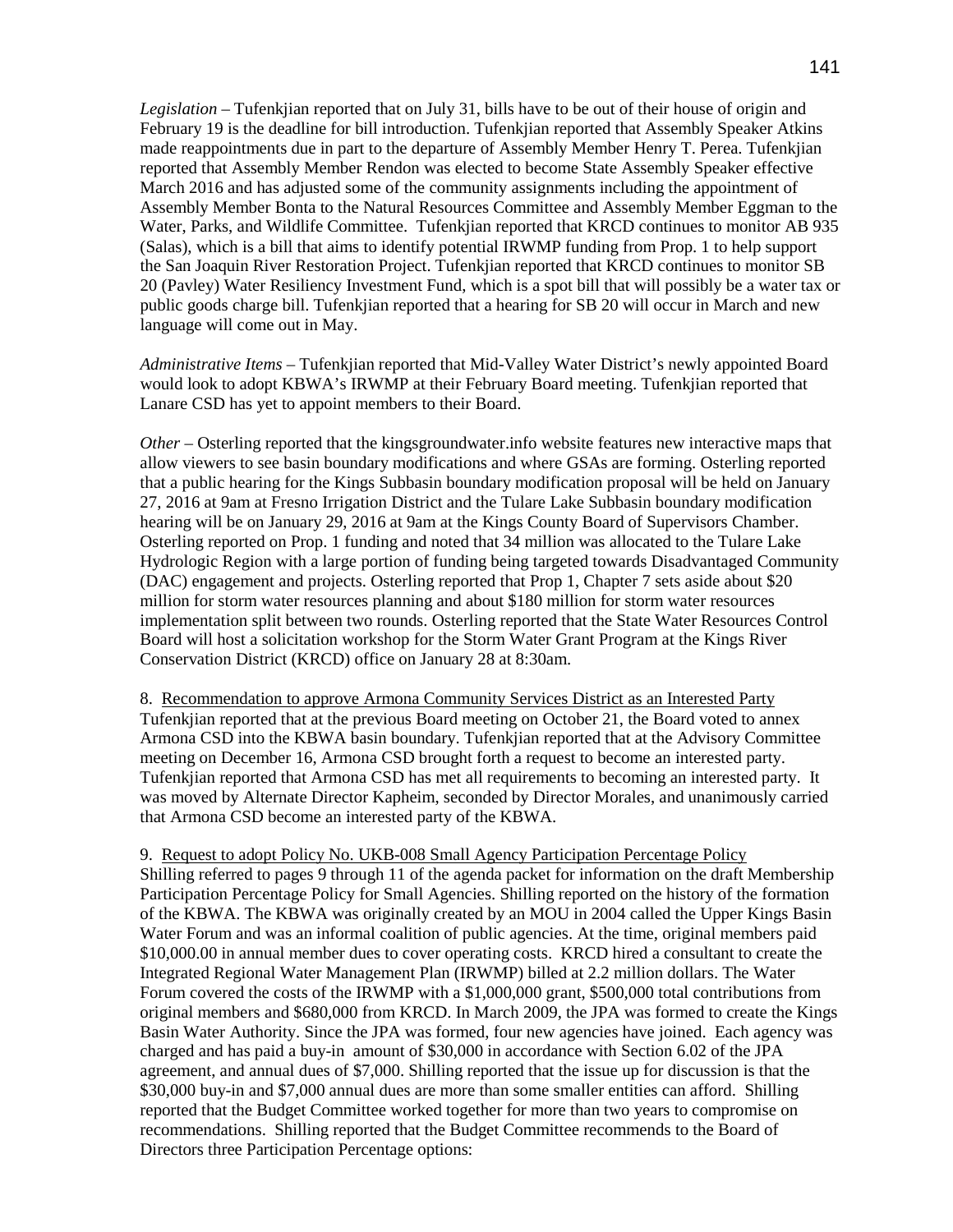*Legislation* – Tufenkjian reported that on July 31, bills have to be out of their house of origin and February 19 is the deadline for bill introduction. Tufenkjian reported that Assembly Speaker Atkins made reappointments due in part to the departure of Assembly Member Henry T. Perea. Tufenkjian reported that Assembly Member Rendon was elected to become State Assembly Speaker effective March 2016 and has adjusted some of the community assignments including the appointment of Assembly Member Bonta to the Natural Resources Committee and Assembly Member Eggman to the Water, Parks, and Wildlife Committee. Tufenkjian reported that KRCD continues to monitor AB 935 (Salas), which is a bill that aims to identify potential IRWMP funding from Prop. 1 to help support the San Joaquin River Restoration Project. Tufenkjian reported that KRCD continues to monitor SB 20 (Pavley) Water Resiliency Investment Fund, which is a spot bill that will possibly be a water tax or public goods charge bill. Tufenkjian reported that a hearing for SB 20 will occur in March and new language will come out in May.

*Administrative Items* – Tufenkjian reported that Mid-Valley Water District's newly appointed Board would look to adopt KBWA's IRWMP at their February Board meeting. Tufenkjian reported that Lanare CSD has yet to appoint members to their Board.

*Other* – Osterling reported that the kingsgroundwater.info website features new interactive maps that allow viewers to see basin boundary modifications and where GSAs are forming. Osterling reported that a public hearing for the Kings Subbasin boundary modification proposal will be held on January 27, 2016 at 9am at Fresno Irrigation District and the Tulare Lake Subbasin boundary modification hearing will be on January 29, 2016 at 9am at the Kings County Board of Supervisors Chamber. Osterling reported on Prop. 1 funding and noted that 34 million was allocated to the Tulare Lake Hydrologic Region with a large portion of funding being targeted towards Disadvantaged Community (DAC) engagement and projects. Osterling reported that Prop 1, Chapter 7 sets aside about $20 million for storm water resources planning and about $180 million for storm water resources implementation split between two rounds. Osterling reported that the State Water Resources Control Board will host a solicitation workshop for the Storm Water Grant Program at the Kings River Conservation District (KRCD) office on January 28 at 8:30am.

8. <u>Recommendation to approve Armona Community Services District as an Interested Party</u>
Tufenkjian reported that at the previous Board meeting on October 21, the Board voted to annex Armona CSD into the KBWA basin boundary. Tufenkjian reported that at the Advisory Committee meeting on December 16, Armona CSD brought forth a request to become an interested party. Tufenkjian reported that Armona CSD has met all requirements to becoming an interested party. It was moved by Alternate Director Kapheim, seconded by Director Morales, and unanimously carried that Armona CSD become an interested party of the KBWA.

9. <u>Request to adopt Policy No. UKB-008 Small Agency Participation Percentage Policy</u>
Shilling referred to pages 9 through 11 of the agenda packet for information on the draft Membership Participation Percentage Policy for Small Agencies. Shilling reported on the history of the formation of the KBWA. The KBWA was originally created by an MOU in 2004 called the Upper Kings Basin Water Forum and was an informal coalition of public agencies. At the time, original members paid $10,000.00 in annual member dues to cover operating costs. KRCD hired a consultant to create the Integrated Regional Water Management Plan (IRWMP) billed at 2.2 million dollars. The Water Forum covered the costs of the IRWMP with a $1,000,000 grant, $500,000 total contributions from original members and $680,000 from KRCD. In March 2009, the JPA was formed to create the Kings Basin Water Authority. Since the JPA was formed, four new agencies have joined. Each agency was charged and has paid a buy-in amount of $30,000 in accordance with Section 6.02 of the JPA agreement, and annual dues of $7,000. Shilling reported that the issue up for discussion is that the $30,000 buy-in and $7,000 annual dues are more than some smaller entities can afford. Shilling reported that the Budget Committee worked together for more than two years to compromise on recommendations. Shilling reported that the Budget Committee recommends to the Board of Directors three Participation Percentage options: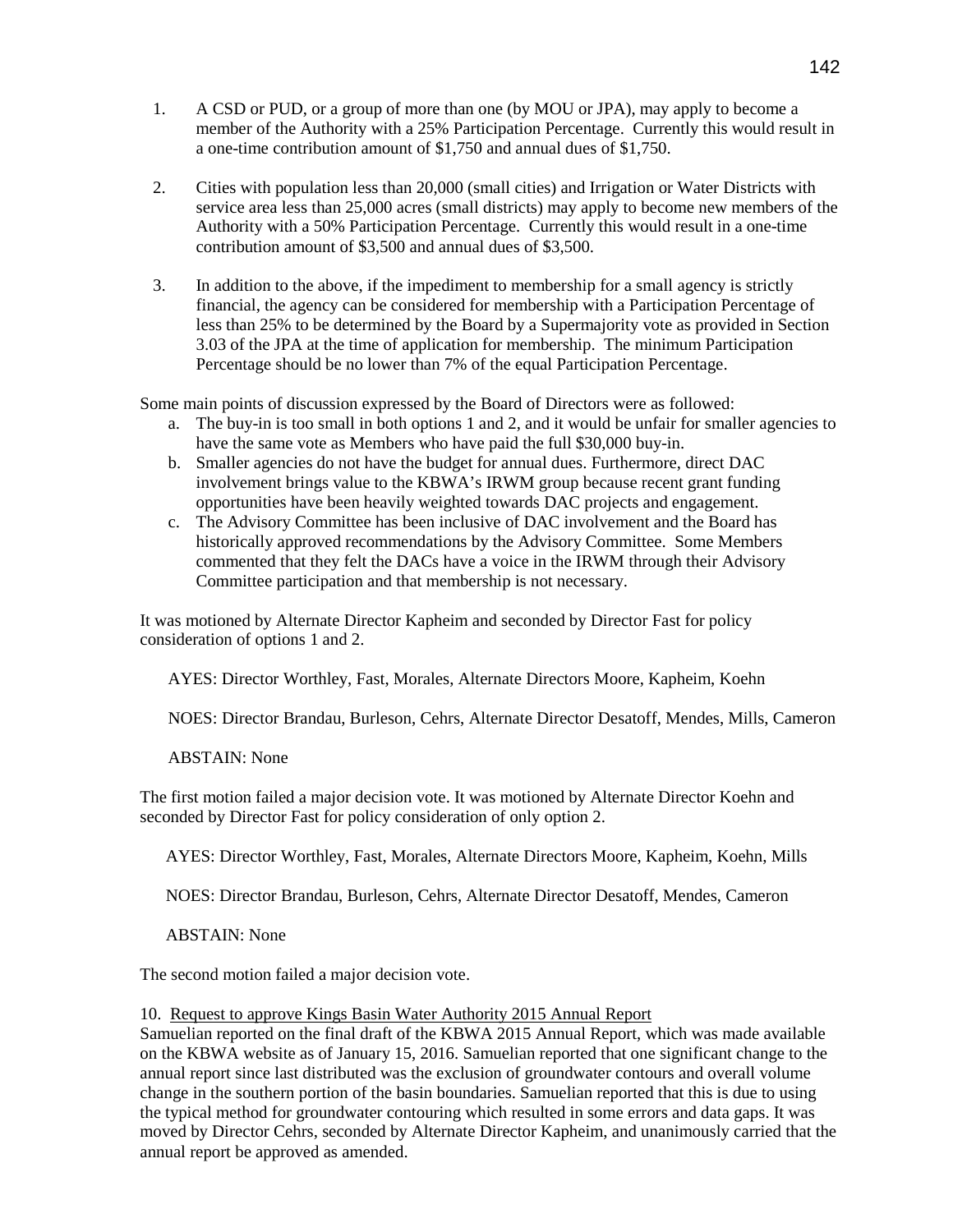1. A CSD or PUD, or a group of more than one (by MOU or JPA), may apply to become a member of the Authority with a 25% Participation Percentage. Currently this would result in a one-time contribution amount of $1,750 and annual dues of $1,750.

2. Cities with population less than 20,000 (small cities) and Irrigation or Water Districts with service area less than 25,000 acres (small districts) may apply to become new members of the Authority with a 50% Participation Percentage. Currently this would result in a one-time contribution amount of $3,500 and annual dues of $3,500.

3. In addition to the above, if the impediment to membership for a small agency is strictly financial, the agency can be considered for membership with a Participation Percentage of less than 25% to be determined by the Board by a Supermajority vote as provided in Section 3.03 of the JPA at the time of application for membership. The minimum Participation Percentage should be no lower than 7% of the equal Participation Percentage.

Some main points of discussion expressed by the Board of Directors were as followed:

a. The buy-in is too small in both options 1 and 2, and it would be unfair for smaller agencies to have the same vote as Members who have paid the full $30,000 buy-in.
b. Smaller agencies do not have the budget for annual dues. Furthermore, direct DAC involvement brings value to the KBWA's IRWM group because recent grant funding opportunities have been heavily weighted towards DAC projects and engagement.
c. The Advisory Committee has been inclusive of DAC involvement and the Board has historically approved recommendations by the Advisory Committee. Some Members commented that they felt the DACs have a voice in the IRWM through their Advisory Committee participation and that membership is not necessary.

It was motioned by Alternate Director Kapheim and seconded by Director Fast for policy consideration of options 1 and 2.

AYES: Director Worthley, Fast, Morales, Alternate Directors Moore, Kapheim, Koehn

NOES: Director Brandau, Burleson, Cehrs, Alternate Director Desatoff, Mendes, Mills, Cameron

ABSTAIN: None

The first motion failed a major decision vote. It was motioned by Alternate Director Koehn and seconded by Director Fast for policy consideration of only option 2.

AYES: Director Worthley, Fast, Morales, Alternate Directors Moore, Kapheim, Koehn, Mills

NOES: Director Brandau, Burleson, Cehrs, Alternate Director Desatoff, Mendes, Cameron

ABSTAIN: None

The second motion failed a major decision vote.

10. Request to approve Kings Basin Water Authority 2015 Annual Report

Samuelian reported on the final draft of the KBWA 2015 Annual Report, which was made available on the KBWA website as of January 15, 2016. Samuelian reported that one significant change to the annual report since last distributed was the exclusion of groundwater contours and overall volume change in the southern portion of the basin boundaries. Samuelian reported that this is due to using the typical method for groundwater contouring which resulted in some errors and data gaps. It was moved by Director Cehrs, seconded by Alternate Director Kapheim, and unanimously carried that the annual report be approved as amended.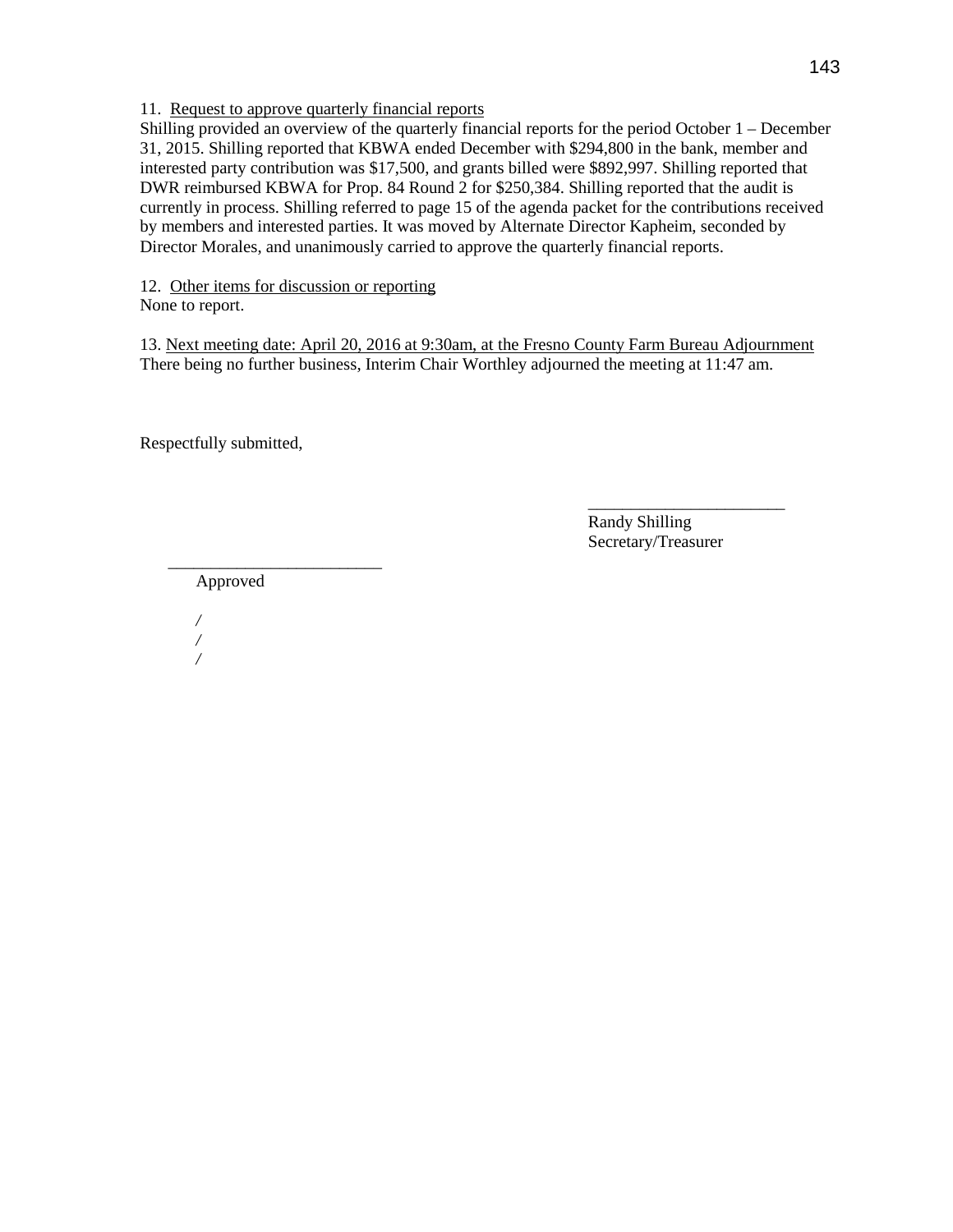11. Request to approve quarterly financial reports

Shilling provided an overview of the quarterly financial reports for the period October 1 – December 31, 2015. Shilling reported that KBWA ended December with $294,800 in the bank, member and interested party contribution was $17,500, and grants billed were $892,997. Shilling reported that DWR reimbursed KBWA for Prop. 84 Round 2 for $250,384. Shilling reported that the audit is currently in process. Shilling referred to page 15 of the agenda packet for the contributions received by members and interested parties. It was moved by Alternate Director Kapheim, seconded by Director Morales, and unanimously carried to approve the quarterly financial reports.

12. Other items for discussion or reporting

None to report.

13. Next meeting date: April 20, 2016 at 9:30am, at the Fresno County Farm Bureau Adjournment

There being no further business, Interim Chair Worthley adjourned the meeting at 11:47 am.

Respectfully submitted,

_______________________

Randy Shilling

Secretary/Treasurer

_________________________

Approved

/

/

/